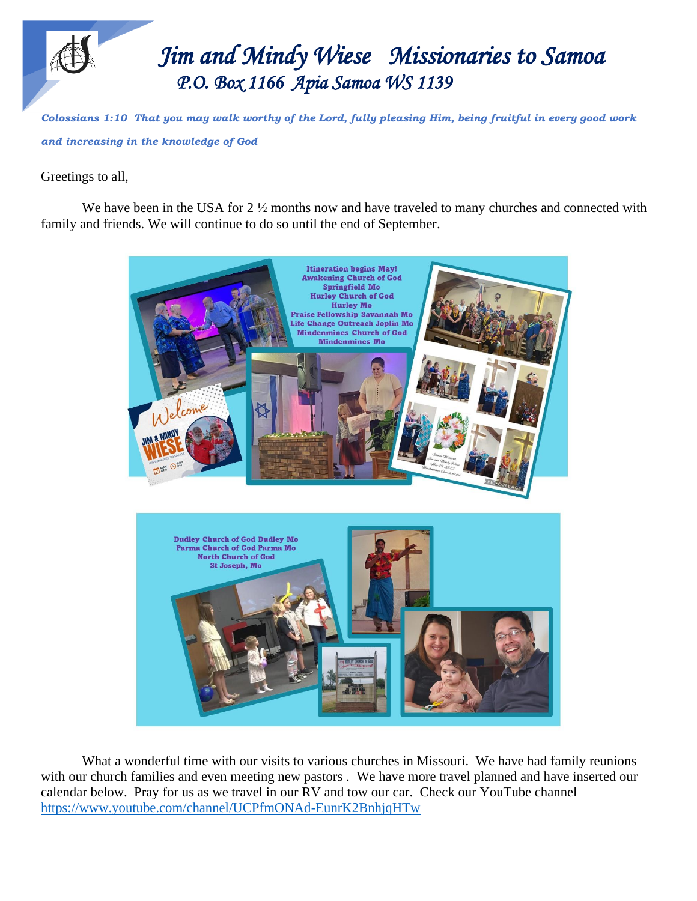# *Jim and Mindy Wiese Missionaries to Samoa*

## *P.O. Box 1166 Apia Samoa WS 1139*

***Colossians 1:10 That you may walk worthy of the Lord, fully pleasing Him, being fruitful in every good work and increasing in the knowledge of God***

Greetings to all,

We have been in the USA for 2 ½ months now and have traveled to many churches and connected with family and friends. We will continue to do so until the end of September.

**Itineration begins May!**
**Awakening Church of God Springfield Mo**
**Hurley Church of God Hurley Mo**
**Praise Fellowship Savannah Mo**
**Life Change Outreach Joplin Mo**
**Mindenmines Church of God Mindenmines Mo**

**Dudley Church of God Dudley Mo**
**Parma Church of God Parma Mo**
**North Church of God St Joseph, Mo**

What a wonderful time with our visits to various churches in Missouri. We have had family reunions with our church families and even meeting new pastors . We have more travel planned and have inserted our calendar below. Pray for us as we travel in our RV and tow our car. Check our YouTube channel https://www.youtube.com/channel/UCPfmONAd-EunrK2BnhjqHTw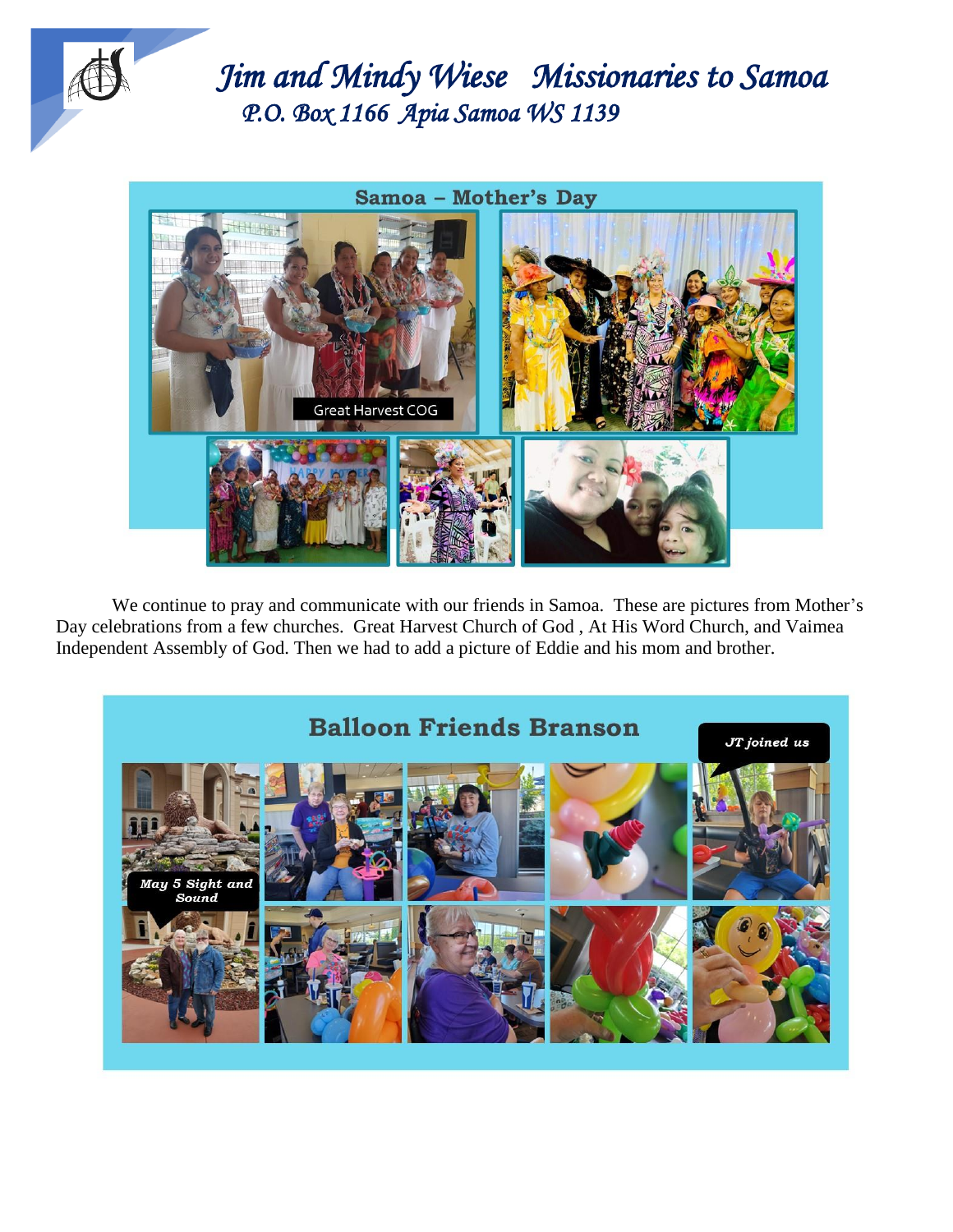# *Jim and Mindy Wiese Missionaries to Samoa*

*P.O. Box 1166 Apia Samoa WS 1139*

## Samoa – Mother's Day

Great Harvest COG

We continue to pray and communicate with our friends in Samoa. These are pictures from Mother's Day celebrations from a few churches. Great Harvest Church of God , At His Word Church, and Vaimea Independent Assembly of God. Then we had to add a picture of Eddie and his mom and brother.

## Balloon Friends Branson

*JT joined us*

*May 5 Sight and Sound*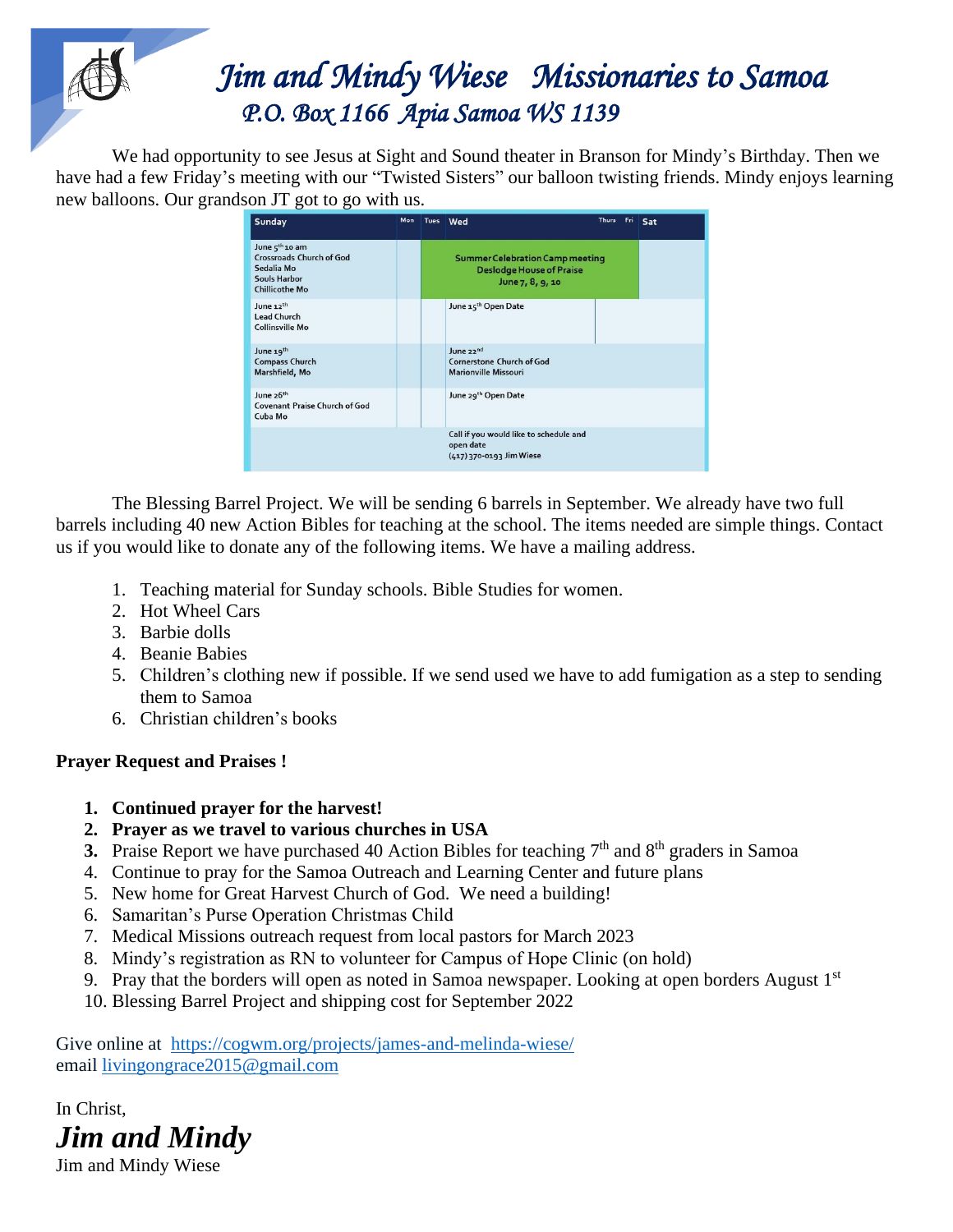# *Jim and Mindy Wiese   Missionaries to Samoa*
## *P.O. Box 1166  Apia Samoa WS 1139*

We had opportunity to see Jesus at Sight and Sound theater in Branson for Mindy's Birthday. Then we have had a few Friday's meeting with our "Twisted Sisters" our balloon twisting friends. Mindy enjoys learning new balloons. Our grandson JT got to go with us.

| Sunday | Mon | Tues | Wed | Thurs | Fri | Sat |
|---|---|---|---|---|---|---|
| June 5th 10 am Crossroads Church of God Sedalia Mo Souls Harbor Chillicothe Mo | | Summer Celebration Camp meeting Deslodge House of Praise June 7, 8, 9, 10 | | | | |
| June 12th Lead Church Collinsville Mo | | | June 15th Open Date | | | |
| June 19th Compass Church Marshfield, Mo | | | June 22nd Cornerstone Church of God Marionville Missouri | | | |
| June 26th Covenant Praise Church of God Cuba Mo | | | June 29th Open Date | | | |
| | | | Call if you would like to schedule and open date (417) 370-0193 Jim Wiese | | | |

The Blessing Barrel Project. We will be sending 6 barrels in September. We already have two full barrels including 40 new Action Bibles for teaching at the school. The items needed are simple things. Contact us if you would like to donate any of the following items. We have a mailing address.

1. Teaching material for Sunday schools. Bible Studies for women.
2. Hot Wheel Cars
3. Barbie dolls
4. Beanie Babies
5. Children's clothing new if possible. If we send used we have to add fumigation as a step to sending them to Samoa
6. Christian children's books

**Prayer Request and Praises !**

1. **Continued prayer for the harvest!**
2. **Prayer as we travel to various churches in USA**
3. Praise Report we have purchased 40 Action Bibles for teaching 7th and 8th graders in Samoa
4. Continue to pray for the Samoa Outreach and Learning Center and future plans
5. New home for Great Harvest Church of God.  We need a building!
6. Samaritan's Purse Operation Christmas Child
7. Medical Missions outreach request from local pastors for March 2023
8. Mindy's registration as RN to volunteer for Campus of Hope Clinic (on hold)
9. Pray that the borders will open as noted in Samoa newspaper. Looking at open borders August 1st
10. Blessing Barrel Project and shipping cost for September 2022

Give online at  https://cogwm.org/projects/james-and-melinda-wiese/
email livingongrace2015@gmail.com

In Christ,

***Jim and Mindy***

Jim and Mindy Wiese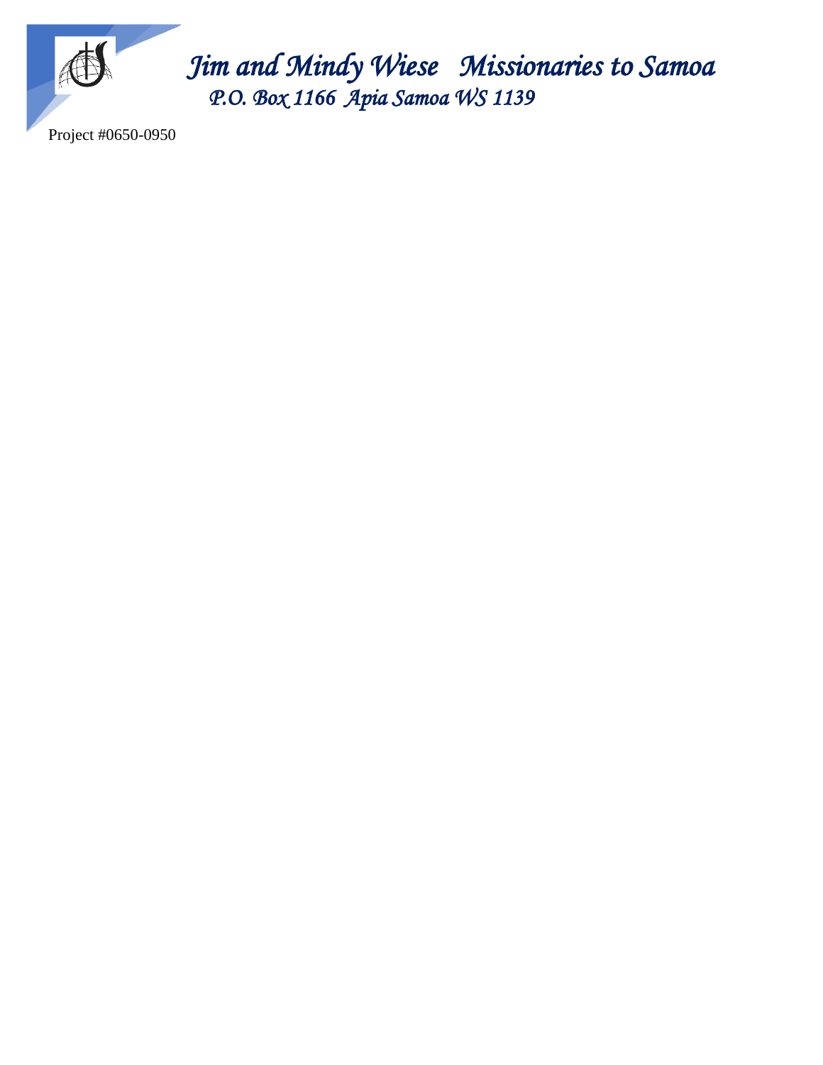*Jim and Mindy Wiese   Missionaries to Samoa*

*P.O. Box 1166  Apia Samoa WS 1139*

Project #0650-0950